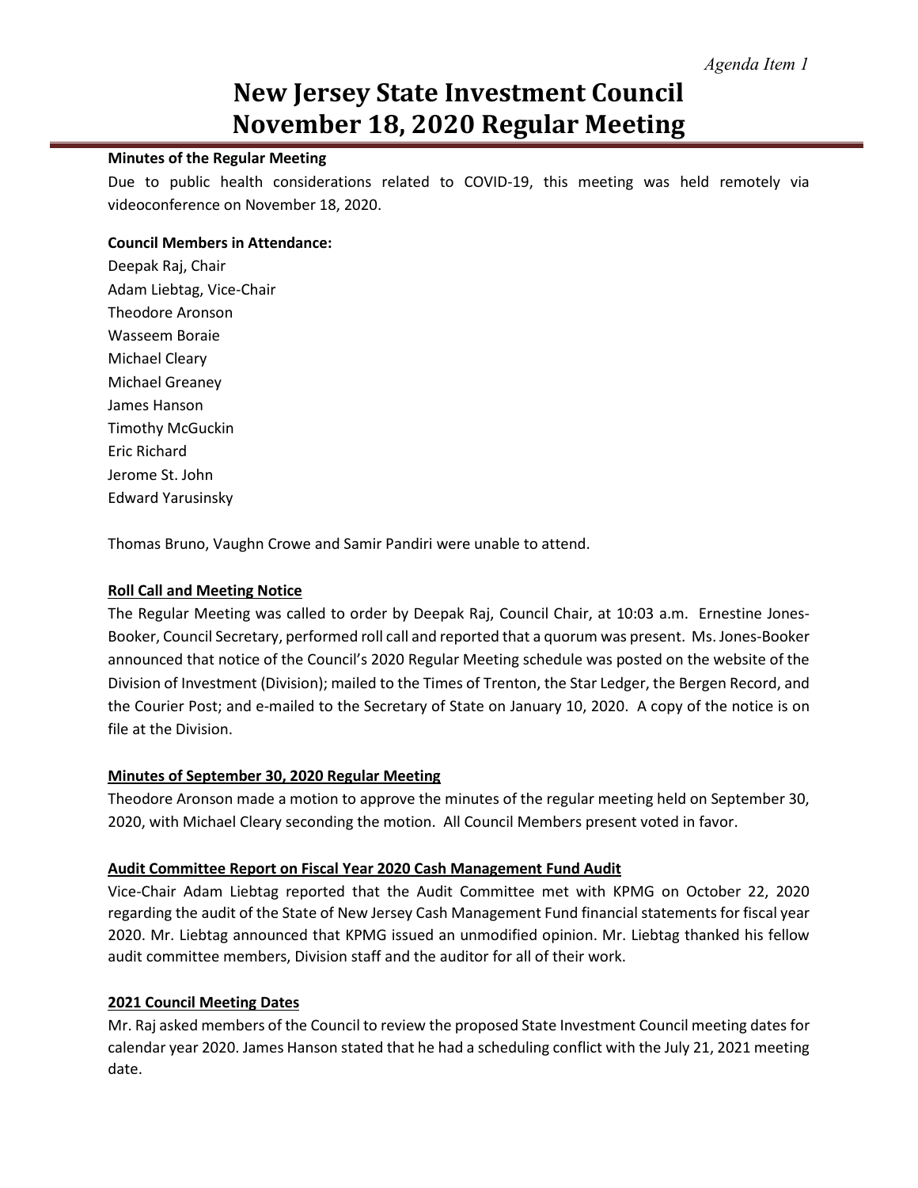*Agenda Item 1*

# New Jersey State Investment Council November 18, 2020 Regular Meeting

**Minutes of the Regular Meeting**

Due to public health considerations related to COVID-19, this meeting was held remotely via videoconference on November 18, 2020.

**Council Members in Attendance:**

Deepak Raj, Chair
Adam Liebtag, Vice-Chair
Theodore Aronson
Wasseem Boraie
Michael Cleary
Michael Greaney
James Hanson
Timothy McGuckin
Eric Richard
Jerome St. John
Edward Yarusinsky

Thomas Bruno, Vaughn Crowe and Samir Pandiri were unable to attend.

**Roll Call and Meeting Notice**

The Regular Meeting was called to order by Deepak Raj, Council Chair, at 10:03 a.m. Ernestine Jones-Booker, Council Secretary, performed roll call and reported that a quorum was present. Ms. Jones-Booker announced that notice of the Council's 2020 Regular Meeting schedule was posted on the website of the Division of Investment (Division); mailed to the Times of Trenton, the Star Ledger, the Bergen Record, and the Courier Post; and e-mailed to the Secretary of State on January 10, 2020. A copy of the notice is on file at the Division.

**Minutes of September 30, 2020 Regular Meeting**

Theodore Aronson made a motion to approve the minutes of the regular meeting held on September 30, 2020, with Michael Cleary seconding the motion. All Council Members present voted in favor.

**Audit Committee Report on Fiscal Year 2020 Cash Management Fund Audit**

Vice-Chair Adam Liebtag reported that the Audit Committee met with KPMG on October 22, 2020 regarding the audit of the State of New Jersey Cash Management Fund financial statements for fiscal year 2020. Mr. Liebtag announced that KPMG issued an unmodified opinion. Mr. Liebtag thanked his fellow audit committee members, Division staff and the auditor for all of their work.

**2021 Council Meeting Dates**

Mr. Raj asked members of the Council to review the proposed State Investment Council meeting dates for calendar year 2020. James Hanson stated that he had a scheduling conflict with the July 21, 2021 meeting date.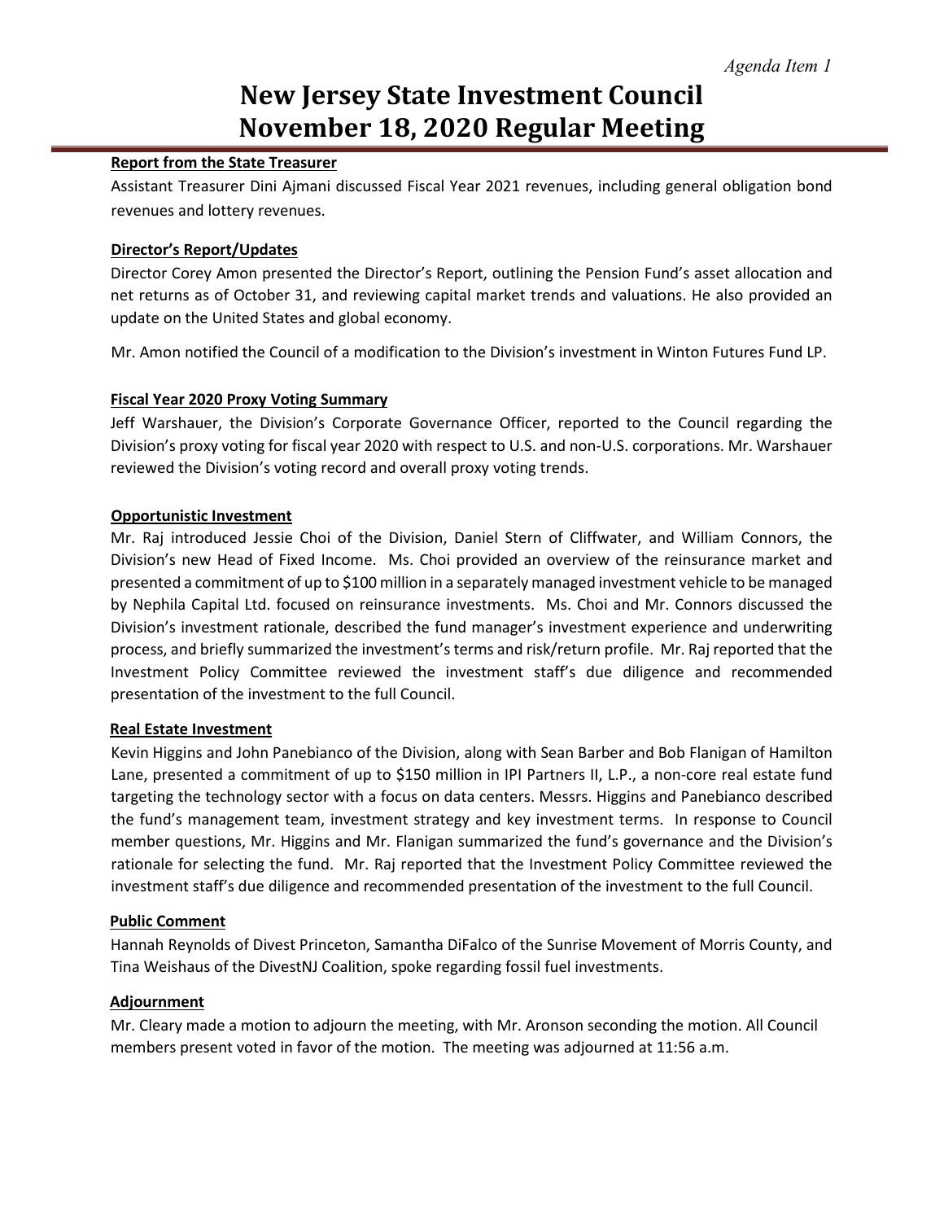*Agenda Item 1*

# New Jersey State Investment Council November 18, 2020 Regular Meeting

**Report from the State Treasurer**

Assistant Treasurer Dini Ajmani discussed Fiscal Year 2021 revenues, including general obligation bond revenues and lottery revenues.

**Director's Report/Updates**

Director Corey Amon presented the Director's Report, outlining the Pension Fund's asset allocation and net returns as of October 31, and reviewing capital market trends and valuations. He also provided an update on the United States and global economy.

Mr. Amon notified the Council of a modification to the Division's investment in Winton Futures Fund LP.

**Fiscal Year 2020 Proxy Voting Summary**

Jeff Warshauer, the Division's Corporate Governance Officer, reported to the Council regarding the Division's proxy voting for fiscal year 2020 with respect to U.S. and non-U.S. corporations. Mr. Warshauer reviewed the Division's voting record and overall proxy voting trends.

**Opportunistic Investment**

Mr. Raj introduced Jessie Choi of the Division, Daniel Stern of Cliffwater, and William Connors, the Division's new Head of Fixed Income. Ms. Choi provided an overview of the reinsurance market and presented a commitment of up to $100 million in a separately managed investment vehicle to be managed by Nephila Capital Ltd. focused on reinsurance investments. Ms. Choi and Mr. Connors discussed the Division's investment rationale, described the fund manager's investment experience and underwriting process, and briefly summarized the investment's terms and risk/return profile. Mr. Raj reported that the Investment Policy Committee reviewed the investment staff's due diligence and recommended presentation of the investment to the full Council.

**Real Estate Investment**

Kevin Higgins and John Panebianco of the Division, along with Sean Barber and Bob Flanigan of Hamilton Lane, presented a commitment of up to $150 million in IPI Partners II, L.P., a non-core real estate fund targeting the technology sector with a focus on data centers. Messrs. Higgins and Panebianco described the fund's management team, investment strategy and key investment terms. In response to Council member questions, Mr. Higgins and Mr. Flanigan summarized the fund's governance and the Division's rationale for selecting the fund. Mr. Raj reported that the Investment Policy Committee reviewed the investment staff's due diligence and recommended presentation of the investment to the full Council.

**Public Comment**

Hannah Reynolds of Divest Princeton, Samantha DiFalco of the Sunrise Movement of Morris County, and Tina Weishaus of the DivestNJ Coalition, spoke regarding fossil fuel investments.

**Adjournment**

Mr. Cleary made a motion to adjourn the meeting, with Mr. Aronson seconding the motion. All Council members present voted in favor of the motion. The meeting was adjourned at 11:56 a.m.